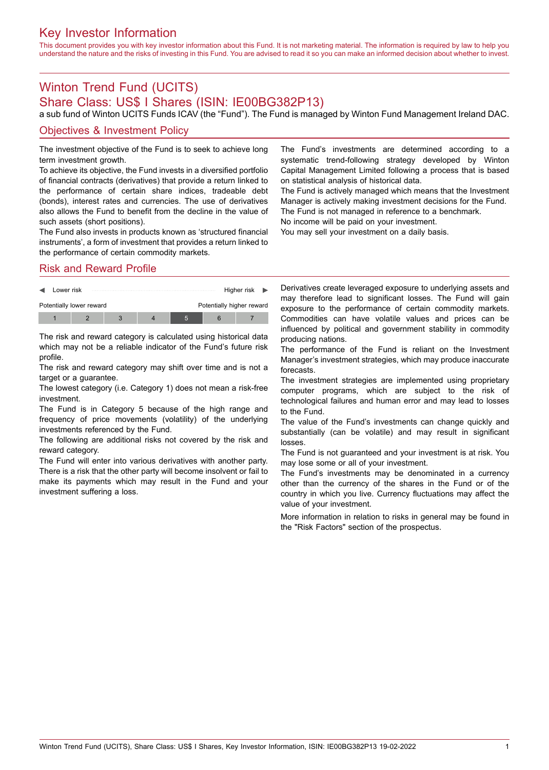# Key Investor Information

This document provides you with key investor information about this Fund. It is not marketing material. The information is required by law to help you understand the nature and the risks of investing in this Fund. You are advised to read it so you can make an informed decision about whether to invest.

## Winton Trend Fund (UCITS)
## Share Class: US$ I Shares (ISIN: IE00BG382P13)

a sub fund of Winton UCITS Funds ICAV (the "Fund"). The Fund is managed by Winton Fund Management Ireland DAC.

## Objectives & Investment Policy

The investment objective of the Fund is to seek to achieve long term investment growth.

To achieve its objective, the Fund invests in a diversified portfolio of financial contracts (derivatives) that provide a return linked to the performance of certain share indices, tradeable debt (bonds), interest rates and currencies. The use of derivatives also allows the Fund to benefit from the decline in the value of such assets (short positions).

The Fund also invests in products known as 'structured financial instruments', a form of investment that provides a return linked to the performance of certain commodity markets.

The Fund's investments are determined according to a systematic trend-following strategy developed by Winton Capital Management Limited following a process that is based on statistical analysis of historical data.

The Fund is actively managed which means that the Investment Manager is actively making investment decisions for the Fund.

The Fund is not managed in reference to a benchmark.

No income will be paid on your investment.

You may sell your investment on a daily basis.

## Risk and Reward Profile

| Lower risk | | | | | | Higher risk |
|---|---|---|---|---|---|---|
| Potentially lower reward | | | | | | Potentially higher reward |
| 1 | 2 | 3 | 4 | **5** | 6 | 7 |

The risk and reward category is calculated using historical data which may not be a reliable indicator of the Fund's future risk profile.

The risk and reward category may shift over time and is not a target or a guarantee.

The lowest category (i.e. Category 1) does not mean a risk-free investment.

The Fund is in Category 5 because of the high range and frequency of price movements (volatility) of the underlying investments referenced by the Fund.

The following are additional risks not covered by the risk and reward category.

The Fund will enter into various derivatives with another party. There is a risk that the other party will become insolvent or fail to make its payments which may result in the Fund and your investment suffering a loss.

Derivatives create leveraged exposure to underlying assets and may therefore lead to significant losses. The Fund will gain exposure to the performance of certain commodity markets. Commodities can have volatile values and prices can be influenced by political and government stability in commodity producing nations.

The performance of the Fund is reliant on the Investment Manager's investment strategies, which may produce inaccurate forecasts.

The investment strategies are implemented using proprietary computer programs, which are subject to the risk of technological failures and human error and may lead to losses to the Fund.

The value of the Fund's investments can change quickly and substantially (can be volatile) and may result in significant losses.

The Fund is not guaranteed and your investment is at risk. You may lose some or all of your investment.

The Fund's investments may be denominated in a currency other than the currency of the shares in the Fund or of the country in which you live. Currency fluctuations may affect the value of your investment.

More information in relation to risks in general may be found in the "Risk Factors" section of the prospectus.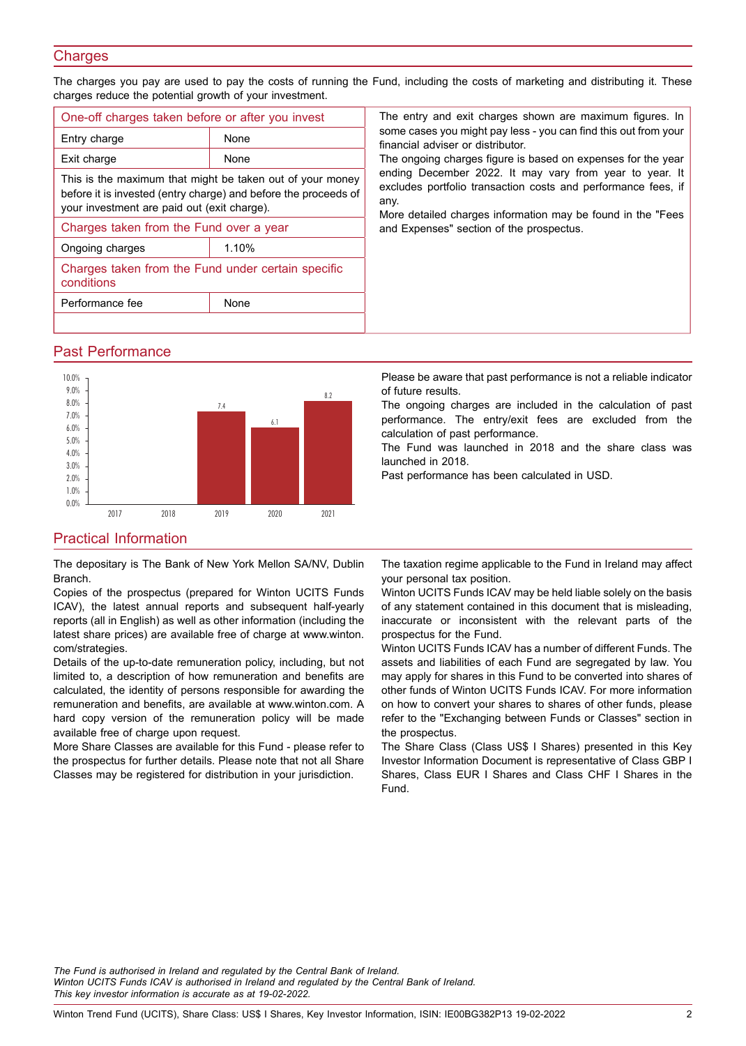## Charges

The charges you pay are used to pay the costs of running the Fund, including the costs of marketing and distributing it. These charges reduce the potential growth of your investment.

| | |
|---|---|
| **One-off charges taken before or after you invest** | |
| Entry charge | None |
| Exit charge | None |
| This is the maximum that might be taken out of your money before it is invested (entry charge) and before the proceeds of your investment are paid out (exit charge). | |
| **Charges taken from the Fund over a year** | |
| Ongoing charges | 1.10% |
| **Charges taken from the Fund under certain specific conditions** | |
| Performance fee | None |

The entry and exit charges shown are maximum figures. In some cases you might pay less - you can find this out from your financial adviser or distributor.

The ongoing charges figure is based on expenses for the year ending December 2022. It may vary from year to year. It excludes portfolio transaction costs and performance fees, if any.

More detailed charges information may be found in the "Fees and Expenses" section of the prospectus.

## Past Performance

10.0%
9.0%
8.0%
7.0%
6.0%
5.0%
4.0%
3.0%
2.0%
1.0%
0.0%

7.4
6.1
8.2

2017 2018 2019 2020 2021

Please be aware that past performance is not a reliable indicator of future results.

The ongoing charges are included in the calculation of past performance. The entry/exit fees are excluded from the calculation of past performance.

The Fund was launched in 2018 and the share class was launched in 2018.

Past performance has been calculated in USD.

## Practical Information

The depositary is The Bank of New York Mellon SA/NV, Dublin Branch.

Copies of the prospectus (prepared for Winton UCITS Funds ICAV), the latest annual reports and subsequent half-yearly reports (all in English) as well as other information (including the latest share prices) are available free of charge at www.winton.com/strategies.

Details of the up-to-date remuneration policy, including, but not limited to, a description of how remuneration and benefits are calculated, the identity of persons responsible for awarding the remuneration and benefits, are available at www.winton.com. A hard copy version of the remuneration policy will be made available free of charge upon request.

More Share Classes are available for this Fund - please refer to the prospectus for further details. Please note that not all Share Classes may be registered for distribution in your jurisdiction.

The taxation regime applicable to the Fund in Ireland may affect your personal tax position.

Winton UCITS Funds ICAV may be held liable solely on the basis of any statement contained in this document that is misleading, inaccurate or inconsistent with the relevant parts of the prospectus for the Fund.

Winton UCITS Funds ICAV has a number of different Funds. The assets and liabilities of each Fund are segregated by law. You may apply for shares in this Fund to be converted into shares of other funds of Winton UCITS Funds ICAV. For more information on how to convert your shares to shares of other funds, please refer to the "Exchanging between Funds or Classes" section in the prospectus.

The Share Class (Class US$ I Shares) presented in this Key Investor Information Document is representative of Class GBP I Shares, Class EUR I Shares and Class CHF I Shares in the Fund.

*The Fund is authorised in Ireland and regulated by the Central Bank of Ireland.*
*Winton UCITS Funds ICAV is authorised in Ireland and regulated by the Central Bank of Ireland.*
*This key investor information is accurate as at 19-02-2022.*